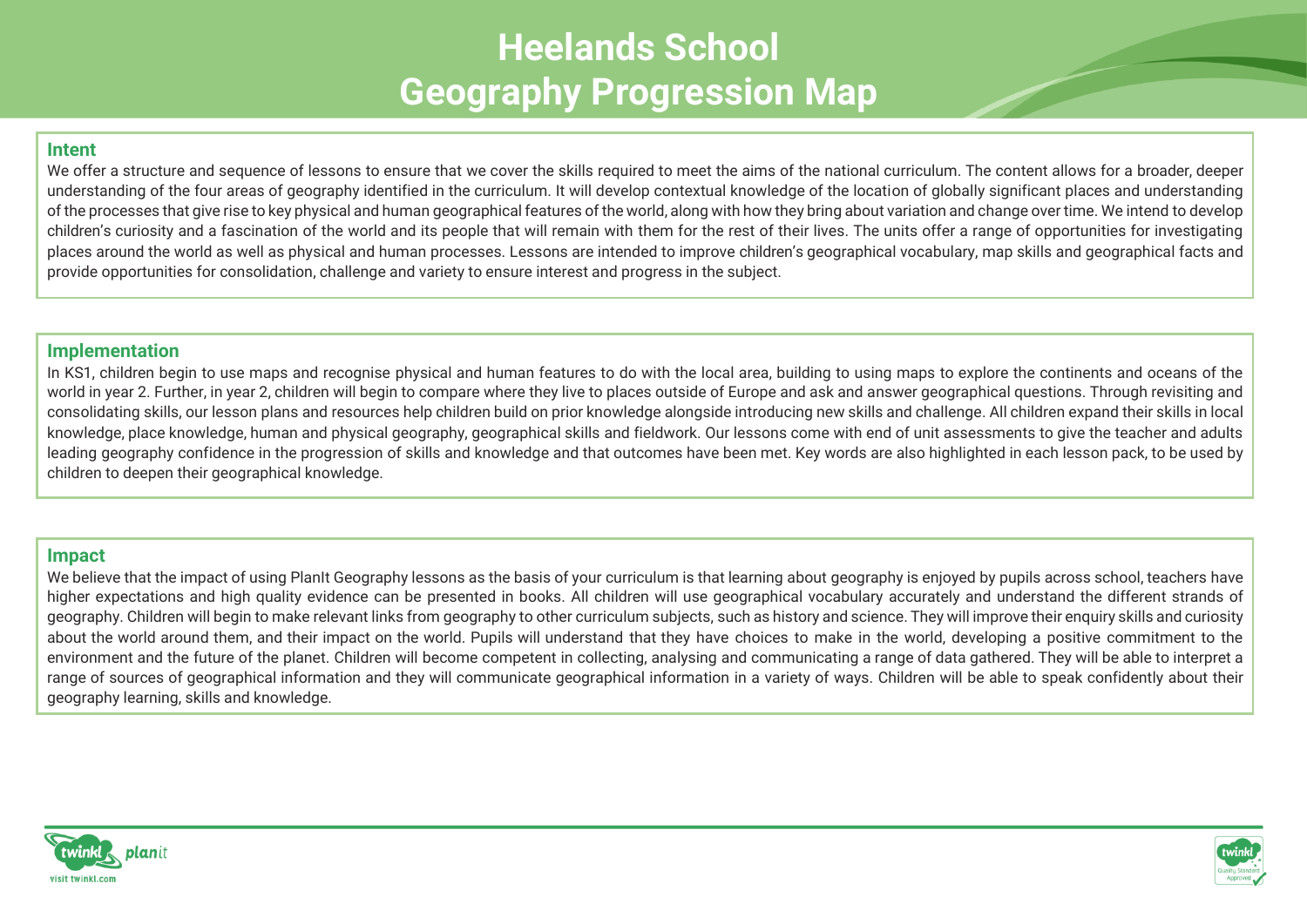# Heelands School
# Geography Progression Map

## Intent

We offer a structure and sequence of lessons to ensure that we cover the skills required to meet the aims of the national curriculum. The content allows for a broader, deeper understanding of the four areas of geography identified in the curriculum. It will develop contextual knowledge of the location of globally significant places and understanding of the processes that give rise to key physical and human geographical features of the world, along with how they bring about variation and change over time. We intend to develop children's curiosity and a fascination of the world and its people that will remain with them for the rest of their lives. The units offer a range of opportunities for investigating places around the world as well as physical and human processes. Lessons are intended to improve children's geographical vocabulary, map skills and geographical facts and provide opportunities for consolidation, challenge and variety to ensure interest and progress in the subject.

## Implementation

In KS1, children begin to use maps and recognise physical and human features to do with the local area, building to using maps to explore the continents and oceans of the world in year 2. Further, in year 2, children will begin to compare where they live to places outside of Europe and ask and answer geographical questions. Through revisiting and consolidating skills, our lesson plans and resources help children build on prior knowledge alongside introducing new skills and challenge. All children expand their skills in local knowledge, place knowledge, human and physical geography, geographical skills and fieldwork. Our lessons come with end of unit assessments to give the teacher and adults leading geography confidence in the progression of skills and knowledge and that outcomes have been met. Key words are also highlighted in each lesson pack, to be used by children to deepen their geographical knowledge.

## Impact

We believe that the impact of using PlanIt Geography lessons as the basis of your curriculum is that learning about geography is enjoyed by pupils across school, teachers have higher expectations and high quality evidence can be presented in books. All children will use geographical vocabulary accurately and understand the different strands of geography. Children will begin to make relevant links from geography to other curriculum subjects, such as history and science. They will improve their enquiry skills and curiosity about the world around them, and their impact on the world. Pupils will understand that they have choices to make in the world, developing a positive commitment to the environment and the future of the planet. Children will become competent in collecting, analysing and communicating a range of data gathered. They will be able to interpret a range of sources of geographical information and they will communicate geographical information in a variety of ways. Children will be able to speak confidently about their geography learning, skills and knowledge.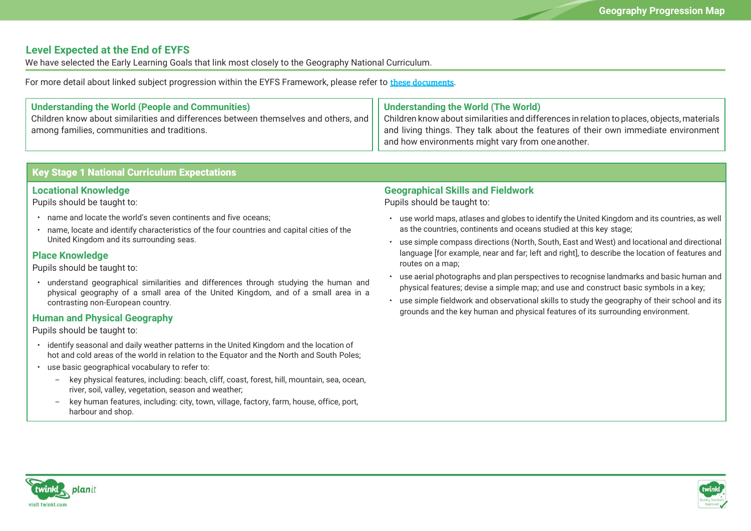## Level Expected at the End of EYFS

We have selected the Early Learning Goals that link most closely to the Geography National Curriculum.

For more detail about linked subject progression within the EYFS Framework, please refer to these documents.

### Understanding the World (People and Communities)

Children know about similarities and differences between themselves and others, and among families, communities and traditions.

### Understanding the World (The World)

Children know about similarities and differences in relation to places, objects, materials and living things. They talk about the features of their own immediate environment and how environments might vary from one another.

## Key Stage 1 National Curriculum Expectations

### Locational Knowledge

Pupils should be taught to:

- name and locate the world's seven continents and five oceans;
- name, locate and identify characteristics of the four countries and capital cities of the United Kingdom and its surrounding seas.

### Place Knowledge

Pupils should be taught to:

- understand geographical similarities and differences through studying the human and physical geography of a small area of the United Kingdom, and of a small area in a contrasting non-European country.

### Human and Physical Geography

Pupils should be taught to:

- identify seasonal and daily weather patterns in the United Kingdom and the location of hot and cold areas of the world in relation to the Equator and the North and South Poles;
- use basic geographical vocabulary to refer to:
  - key physical features, including: beach, cliff, coast, forest, hill, mountain, sea, ocean, river, soil, valley, vegetation, season and weather;
  - key human features, including: city, town, village, factory, farm, house, office, port, harbour and shop.

### Geographical Skills and Fieldwork

Pupils should be taught to:

- use world maps, atlases and globes to identify the United Kingdom and its countries, as well as the countries, continents and oceans studied at this key stage;
- use simple compass directions (North, South, East and West) and locational and directional language [for example, near and far; left and right], to describe the location of features and routes on a map;
- use aerial photographs and plan perspectives to recognise landmarks and basic human and physical features; devise a simple map; and use and construct basic symbols in a key;
- use simple fieldwork and observational skills to study the geography of their school and its grounds and the key human and physical features of its surrounding environment.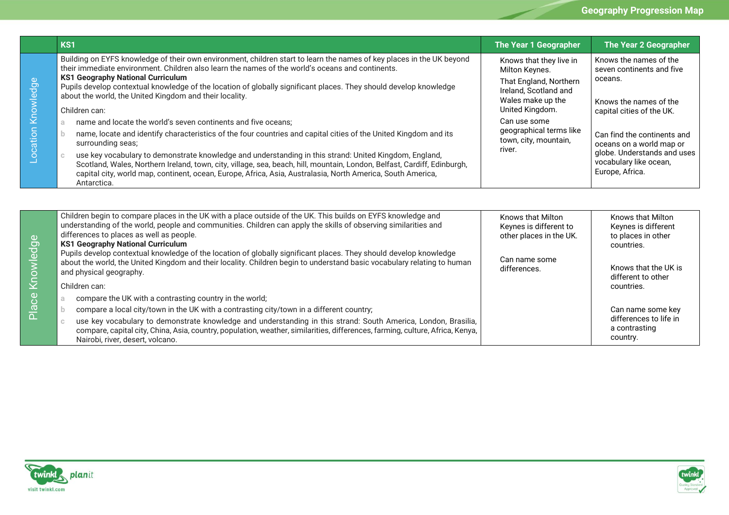| | KS1 | The Year 1 Geographer | The Year 2 Geographer |
|---|---|---|---|
| Location Knowledge | Building on EYFS knowledge of their own environment, children start to learn the names of key places in the UK beyond their immediate environment. Children also learn the names of the world's oceans and continents.<br>**KS1 Geography National Curriculum**<br>Pupils develop contextual knowledge of the location of globally significant places. They should develop knowledge about the world, the United Kingdom and their locality.<br>Children can:<br>a name and locate the world's seven continents and five oceans;<br>b name, locate and identify characteristics of the four countries and capital cities of the United Kingdom and its surrounding seas;<br>c use key vocabulary to demonstrate knowledge and understanding in this strand: United Kingdom, England, Scotland, Wales, Northern Ireland, town, city, village, sea, beach, hill, mountain, London, Belfast, Cardiff, Edinburgh, capital city, world map, continent, ocean, Europe, Africa, Asia, Australasia, North America, South America, Antarctica. | Knows that they live in Milton Keynes.<br>That England, Northern Ireland, Scotland and Wales make up the United Kingdom.<br>Can use some geographical terms like town, city, mountain, river. | Knows the names of the seven continents and five oceans.<br>Knows the names of the capital cities of the UK.<br>Can find the continents and oceans on a world map or globe. Understands and uses vocabulary like ocean, Europe, Africa. |
| Place Knowledge | Children begin to compare places in the UK with a place outside of the UK. This builds on EYFS knowledge and understanding of the world, people and communities. Children can apply the skills of observing similarities and differences to places as well as people.<br>**KS1 Geography National Curriculum**<br>Pupils develop contextual knowledge of the location of globally significant places. They should develop knowledge about the world, the United Kingdom and their locality. Children begin to understand basic vocabulary relating to human and physical geography.<br>Children can:<br>a compare the UK with a contrasting country in the world;<br>b compare a local city/town in the UK with a contrasting city/town in a different country;<br>c use key vocabulary to demonstrate knowledge and understanding in this strand: South America, London, Brasilia, compare, capital city, China, Asia, country, population, weather, similarities, differences, farming, culture, Africa, Kenya, Nairobi, river, desert, volcano. | Knows that Milton Keynes is different to other places in the UK.<br>Can name some differences. | Knows that Milton Keynes is different to places in other countries.<br>Knows that the UK is different to other countries.<br>Can name some key differences to life in a contrasting country. |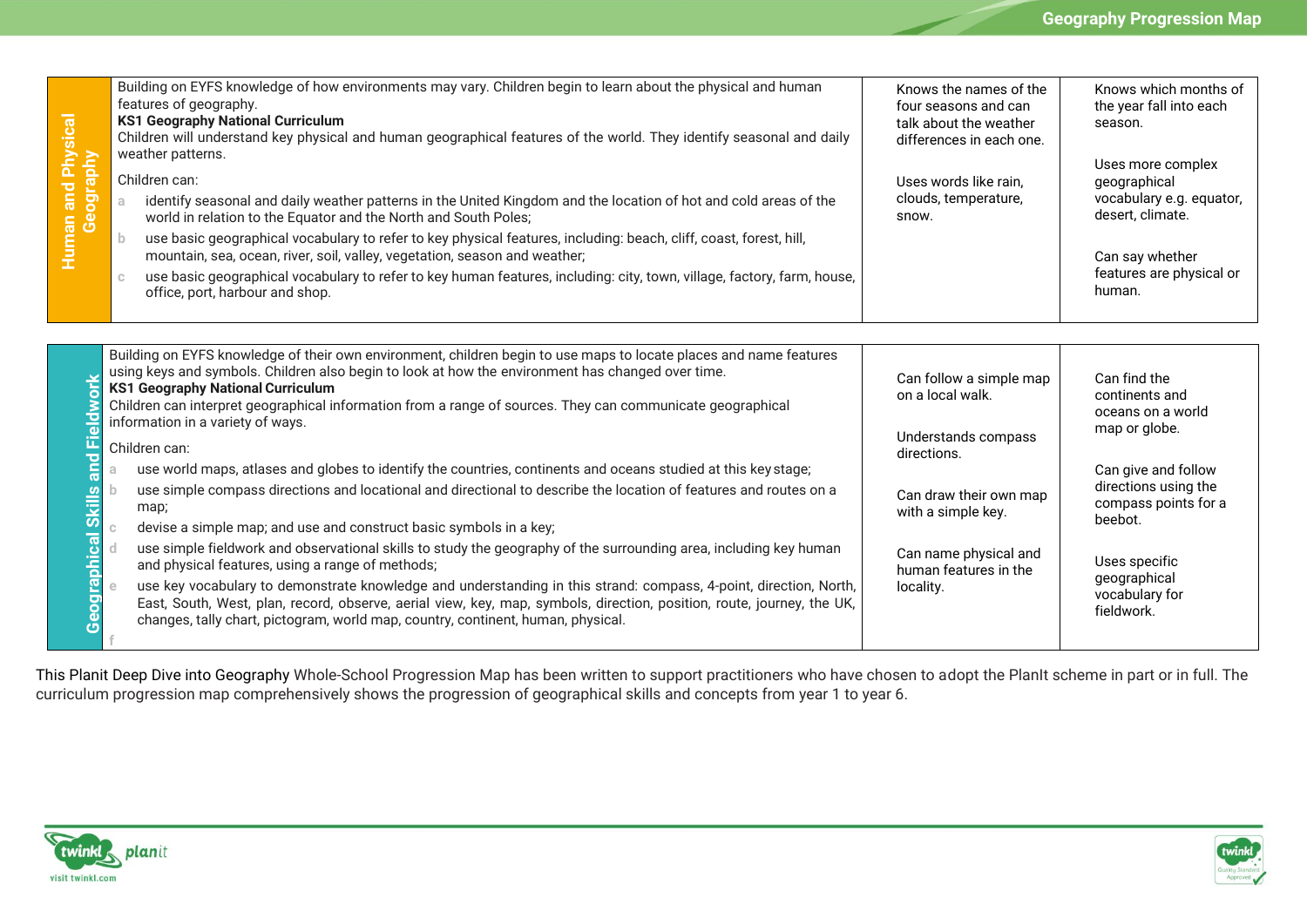| | | | |
|---|---|---|---|
| **Human and Physical Geography** | Building on EYFS knowledge of how environments may vary. Children begin to learn about the physical and human features of geography.<br>**KS1 Geography National Curriculum**<br>Children will understand key physical and human geographical features of the world. They identify seasonal and daily weather patterns.<br>Children can:<br>a identify seasonal and daily weather patterns in the United Kingdom and the location of hot and cold areas of the world in relation to the Equator and the North and South Poles;<br>b use basic geographical vocabulary to refer to key physical features, including: beach, cliff, coast, forest, hill, mountain, sea, ocean, river, soil, valley, vegetation, season and weather;<br>c use basic geographical vocabulary to refer to key human features, including: city, town, village, factory, farm, house, office, port, harbour and shop. | Knows the names of the four seasons and can talk about the weather differences in each one.<br><br>Uses words like rain, clouds, temperature, snow. | Knows which months of the year fall into each season.<br><br>Uses more complex geographical vocabulary e.g. equator, desert, climate.<br><br>Can say whether features are physical or human. |
| **Geographical Skills and Fieldwork** | Building on EYFS knowledge of their own environment, children begin to use maps to locate places and name features using keys and symbols. Children also begin to look at how the environment has changed over time.<br>**KS1 Geography National Curriculum**<br>Children can interpret geographical information from a range of sources. They can communicate geographical information in a variety of ways.<br>Children can:<br>a use world maps, atlases and globes to identify the countries, continents and oceans studied at this key stage;<br>b use simple compass directions and locational and directional to describe the location of features and routes on a map;<br>c devise a simple map; and use and construct basic symbols in a key;<br>d use simple fieldwork and observational skills to study the geography of the surrounding area, including key human and physical features, using a range of methods;<br>e use key vocabulary to demonstrate knowledge and understanding in this strand: compass, 4-point, direction, North, East, South, West, plan, record, observe, aerial view, key, map, symbols, direction, position, route, journey, the UK, changes, tally chart, pictogram, world map, country, continent, human, physical.<br>f | Can follow a simple map on a local walk.<br><br>Understands compass directions.<br><br>Can draw their own map with a simple key.<br><br>Can name physical and human features in the locality. | Can find the continents and oceans on a world map or globe.<br><br>Can give and follow directions using the compass points for a beebot.<br><br>Uses specific geographical vocabulary for fieldwork. |

This Planit Deep Dive into Geography Whole-School Progression Map has been written to support practitioners who have chosen to adopt the PlanIt scheme in part or in full. The curriculum progression map comprehensively shows the progression of geographical skills and concepts from year 1 to year 6.